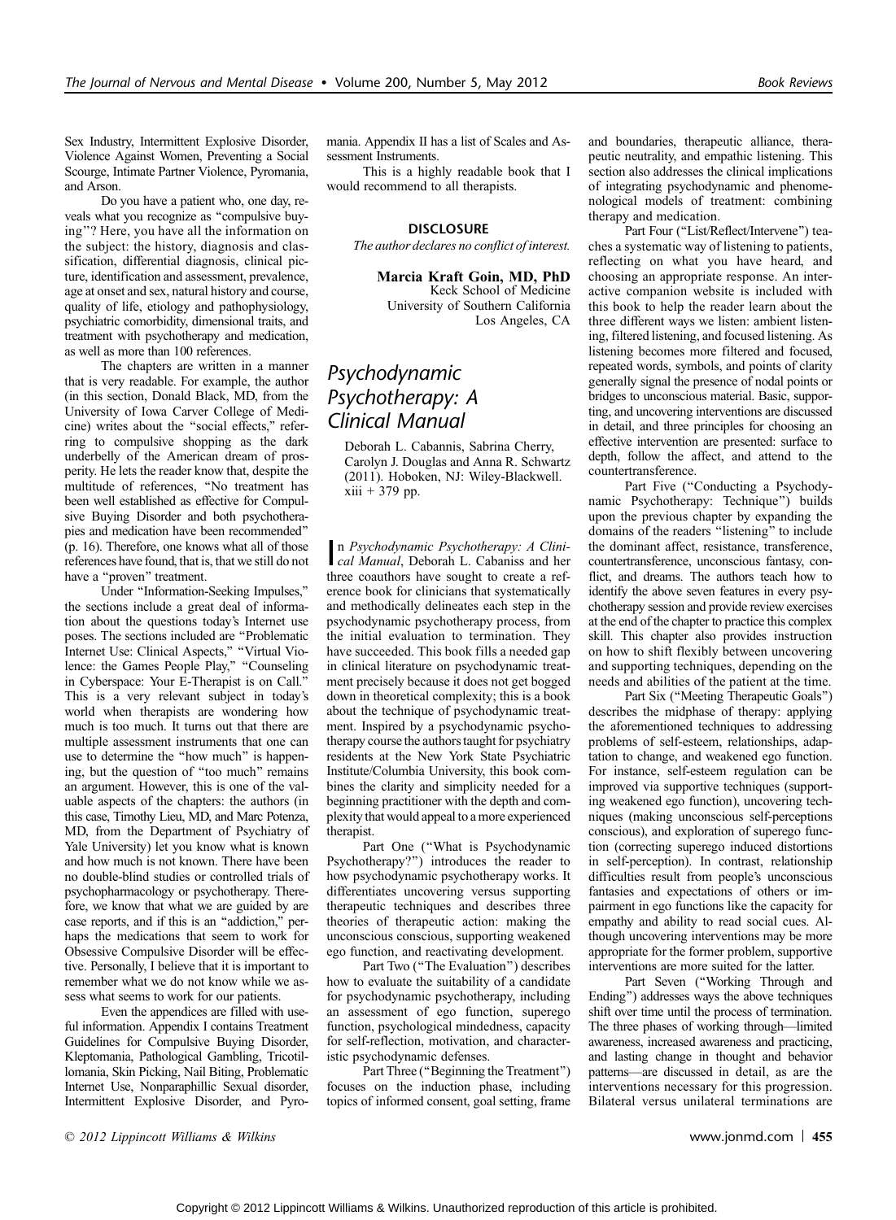Sex Industry, Intermittent Explosive Disorder, Violence Against Women, Preventing a Social Scourge, Intimate Partner Violence, Pyromania, and Arson.

Do you have a patient who, one day, reveals what you recognize as "compulsive buying"? Here, you have all the information on the subject: the history, diagnosis and classification, differential diagnosis, clinical picture, identification and assessment, prevalence, age at onset and sex, natural history and course, quality of life, etiology and pathophysiology, psychiatric comorbidity, dimensional traits, and treatment with psychotherapy and medication, as well as more than 100 references.

The chapters are written in a manner that is very readable. For example, the author (in this section, Donald Black, MD, from the University of Iowa Carver College of Medicine) writes about the "social effects," referring to compulsive shopping as the dark underbelly of the American dream of prosperity. He lets the reader know that, despite the multitude of references, "No treatment has been well established as effective for Compulsive Buying Disorder and both psychotherapies and medication have been recommended" (p. 16). Therefore, one knows what all of those references have found, that is, that we still do not have a "proven" treatment.

Under "Information-Seeking Impulses," the sections include a great deal of information about the questions today's Internet use poses. The sections included are "Problematic Internet Use: Clinical Aspects," "Virtual Violence: the Games People Play," "Counseling in Cyberspace: Your E-Therapist is on Call." This is a very relevant subject in today's world when therapists are wondering how much is too much. It turns out that there are multiple assessment instruments that one can use to determine the "how much" is happening, but the question of "too much" remains an argument. However, this is one of the valuable aspects of the chapters: the authors (in this case, Timothy Lieu, MD, and Marc Potenza, MD, from the Department of Psychiatry of Yale University) let you know what is known and how much is not known. There have been no double-blind studies or controlled trials of psychopharmacology or psychotherapy. Therefore, we know that what we are guided by are case reports, and if this is an "addiction," perhaps the medications that seem to work for Obsessive Compulsive Disorder will be effective. Personally, I believe that it is important to remember what we do not know while we assess what seems to work for our patients.

Even the appendices are filled with useful information. Appendix I contains Treatment Guidelines for Compulsive Buying Disorder, Kleptomania, Pathological Gambling, Tricotillomania, Skin Picking, Nail Biting, Problematic Internet Use, Nonparaphillic Sexual disorder, Intermittent Explosive Disorder, and Pyromania. Appendix II has a list of Scales and Assessment Instruments.

This is a highly readable book that I would recommend to all therapists.

**DISCLOSURE**

*The author declares no conflict of interest.*

**Marcia Kraft Goin, MD, PhD**
Keck School of Medicine
University of Southern California
Los Angeles, CA

## Psychodynamic Psychotherapy: A Clinical Manual

Deborah L. Cabanniss, Sabrina Cherry, Carolyn J. Douglas and Anna R. Schwartz (2011). Hoboken, NJ: Wiley-Blackwell. xiii + 379 pp.

In *Psychodynamic Psychotherapy: A Clinical Manual*, Deborah L. Cabaniss and her three coauthors have sought to create a reference book for clinicians that systematically and methodically delineates each step in the psychodynamic psychotherapy process, from the initial evaluation to termination. They have succeeded. This book fills a needed gap in clinical literature on psychodynamic treatment precisely because it does not get bogged down in theoretical complexity; this is a book about the technique of psychodynamic treatment. Inspired by a psychodynamic psychotherapy course the authors taught for psychiatry residents at the New York State Psychiatric Institute/Columbia University, this book combines the clarity and simplicity needed for a beginning practitioner with the depth and complexity that would appeal to a more experienced therapist.

Part One ("What is Psychodynamic Psychotherapy?") introduces the reader to how psychodynamic psychotherapy works. It differentiates uncovering versus supporting therapeutic techniques and describes three theories of therapeutic action: making the unconscious conscious, supporting weakened ego function, and reactivating development.

Part Two ("The Evaluation") describes how to evaluate the suitability of a candidate for psychodynamic psychotherapy, including an assessment of ego function, superego function, psychological mindedness, capacity for self-reflection, motivation, and characteristic psychodynamic defenses.

Part Three ("Beginning the Treatment") focuses on the induction phase, including topics of informed consent, goal setting, frame and boundaries, therapeutic alliance, therapeutic neutrality, and empathic listening. This section also addresses the clinical implications of integrating psychodynamic and phenomenological models of treatment: combining therapy and medication.

Part Four ("List/Reflect/Intervene") teaches a systematic way of listening to patients, reflecting on what you have heard, and choosing an appropriate response. An interactive companion website is included with this book to help the reader learn about the three different ways we listen: ambient listening, filtered listening, and focused listening. As listening becomes more filtered and focused, repeated words, symbols, and points of clarity generally signal the presence of nodal points or bridges to unconscious material. Basic, supporting, and uncovering interventions are discussed in detail, and three principles for choosing an effective intervention are presented: surface to depth, follow the affect, and attend to the countertransference.

Part Five ("Conducting a Psychodynamic Psychotherapy: Technique") builds upon the previous chapter by expanding the domains of the readers "listening" to include the dominant affect, resistance, transference, countertransference, unconscious fantasy, conflict, and dreams. The authors teach how to identify the above seven features in every psychotherapy session and provide review exercises at the end of the chapter to practice this complex skill. This chapter also provides instruction on how to shift flexibly between uncovering and supporting techniques, depending on the needs and abilities of the patient at the time.

Part Six ("Meeting Therapeutic Goals") describes the midphase of therapy: applying the aforementioned techniques to addressing problems of self-esteem, relationships, adaptation to change, and weakened ego function. For instance, self-esteem regulation can be improved via supportive techniques (supporting weakened ego function), uncovering techniques (making unconscious self-perceptions conscious), and exploration of superego function (correcting superego induced distortions in self-perception). In contrast, relationship difficulties result from people's unconscious fantasies and expectations of others or impairment in ego functions like the capacity for empathy and ability to read social cues. Although uncovering interventions may be more appropriate for the former problem, supportive interventions are more suited for the latter.

Part Seven ("Working Through and Ending") addresses ways the above techniques shift over time until the process of termination. The three phases of working through—limited awareness, increased awareness and practicing, and lasting change in thought and behavior patterns—are discussed in detail, as are the interventions necessary for this progression. Bilateral versus unilateral terminations are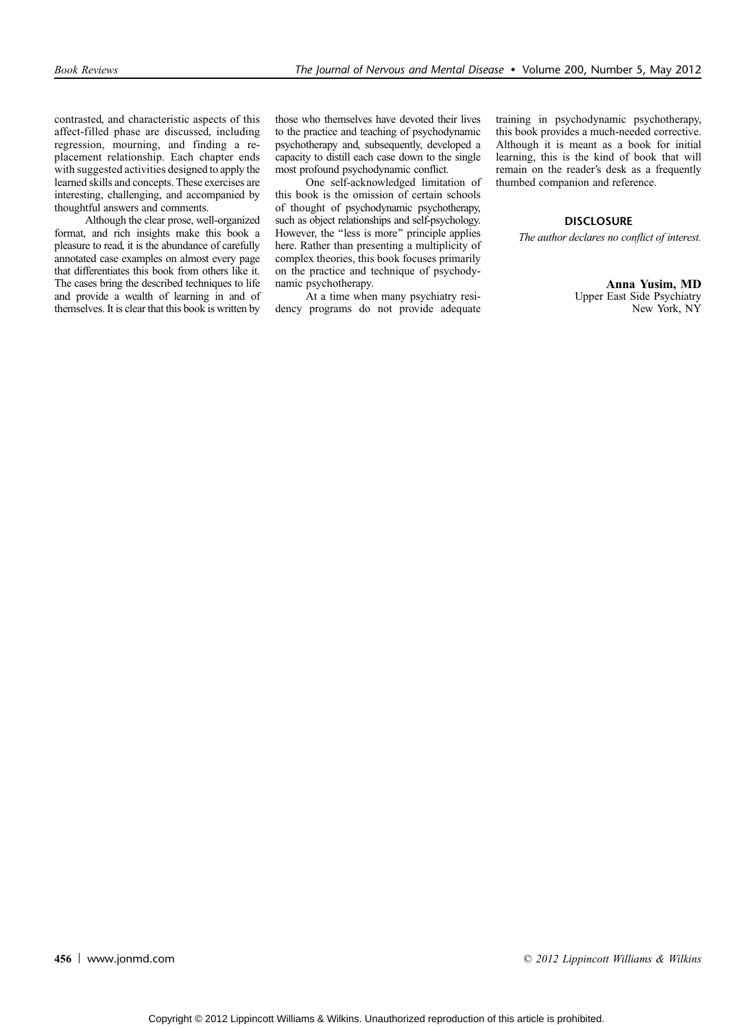contrasted, and characteristic aspects of this affect-filled phase are discussed, including regression, mourning, and finding a replacement relationship. Each chapter ends with suggested activities designed to apply the learned skills and concepts. These exercises are interesting, challenging, and accompanied by thoughtful answers and comments.

Although the clear prose, well-organized format, and rich insights make this book a pleasure to read, it is the abundance of carefully annotated case examples on almost every page that differentiates this book from others like it. The cases bring the described techniques to life and provide a wealth of learning in and of themselves. It is clear that this book is written by those who themselves have devoted their lives to the practice and teaching of psychodynamic psychotherapy and, subsequently, developed a capacity to distill each case down to the single most profound psychodynamic conflict.

One self-acknowledged limitation of this book is the omission of certain schools of thought of psychodynamic psychotherapy, such as object relationships and self-psychology. However, the "less is more" principle applies here. Rather than presenting a multiplicity of complex theories, this book focuses primarily on the practice and technique of psychodynamic psychotherapy.

At a time when many psychiatry residency programs do not provide adequate training in psychodynamic psychotherapy, this book provides a much-needed corrective. Although it is meant as a book for initial learning, this is the kind of book that will remain on the reader's desk as a frequently thumbed companion and reference.

## DISCLOSURE

*The author declares no conflict of interest.*

**Anna Yusim, MD**
Upper East Side Psychiatry
New York, NY